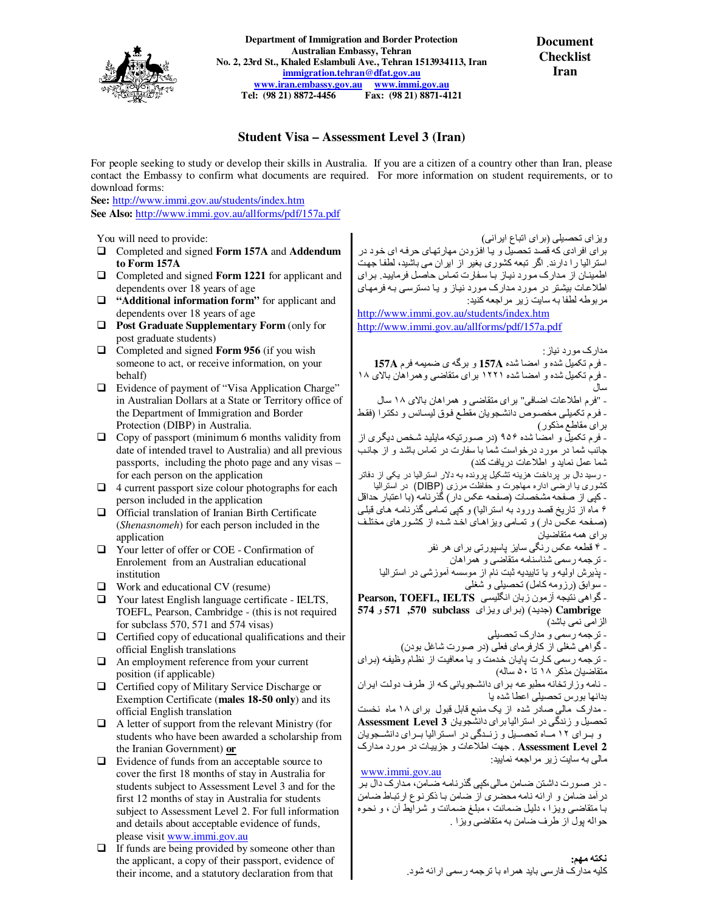**Department of Immigration and Border Protection**
**Australian Embassy, Tehran**
**No. 2, 23rd St., Khaled Eslambuli Ave., Tehran 1513934113, Iran**
**immigration.tehran@dfat.gov.au**
**www.iran.embassy.gov.au www.immi.gov.au**
**Tel: (98 21) 8872-4456 Fax: (98 21) 8871-4121**

**Document Checklist Iran**

## Student Visa – Assessment Level 3 (Iran)

For people seeking to study or develop their skills in Australia. If you are a citizen of a country other than Iran, please contact the Embassy to confirm what documents are required. For more information on student requirements, or to download forms:

**See:** http://www.immi.gov.au/students/index.htm
**See Also:** http://www.immi.gov.au/allforms/pdf/157a.pdf

You will need to provide:

- ❑ Completed and signed **Form 157A** and **Addendum to Form 157A**
- ❑ Completed and signed **Form 1221** for applicant and dependents over 18 years of age
- ❑ **"Additional information form"** for applicant and dependents over 18 years of age
- ❑ **Post Graduate Supplementary Form** (only for post graduate students)
- ❑ Completed and signed **Form 956** (if you wish someone to act, or receive information, on your behalf)
- ❑ Evidence of payment of "Visa Application Charge" in Australian Dollars at a State or Territory office of the Department of Immigration and Border Protection (DIBP) in Australia.
- ❑ Copy of passport (minimum 6 months validity from date of intended travel to Australia) and all previous passports, including the photo page and any visas – for each person on the application
- ❑ 4 current passport size colour photographs for each person included in the application
- ❑ Official translation of Iranian Birth Certificate (*Shenasnomeh*) for each person included in the application
- ❑ Your letter of offer or COE - Confirmation of Enrolement from an Australian educational institution
- ❑ Work and educational CV (resume)
- ❑ Your latest English language certificate - IELTS, TOEFL, Pearson, Cambridge - (this is not required for subclass 570, 571 and 574 visas)
- ❑ Certified copy of educational qualifications and their official English translations
- ❑ An employment reference from your current position (if applicable)
- ❑ Certified copy of Military Service Discharge or Exemption Certificate (**males 18-50 only**) and its official English translation
- ❑ A letter of support from the relevant Ministry (for students who have been awarded a scholarship from the Iranian Government) **or**
- ❑ Evidence of funds from an acceptable source to cover the first 18 months of stay in Australia for students subject to Assessment Level 3 and for the first 12 months of stay in Australia for students subject to Assessment Level 2. For full information and details about acceptable evidence of funds, please visit www.immi.gov.au
- ❑ If funds are being provided by someone other than the applicant, a copy of their passport, evidence of their income, and a statutory declaration from that

ویزای تحصیلی (برای اتباع ایرانی)

برای افرادی که قصد تحصیل و یا افزودن مهارتهای حرفه ای خود در استرالیا را دارند. اگر تبعه کشوری بغیر از ایران می باشید، لطفا جهت اطمینان از مدارک مورد نیاز با سفارت تماس حاصل فرمایید. برای اطلاعات بیشتر در مورد مدارک مورد نیاز و یا دسترسی به فرمهای مربوطه لطفا به سایت زیر مراجعه کنید:

http://www.immi.gov.au/students/index.htm
http://www.immi.gov.au/allforms/pdf/157a.pdf

مدارک مورد نیاز:

- فرم تکمیل شده و امضا شده **157A** و برگه ی ضمیمه فرم **157A**
- فرم تکمیل شده و امضا شده ۱۲۲۱ برای متقاضی وهمراهان بالای ۱۸ سال
- "فرم اطلاعات اضافی" برای متقاضی و همراهان بالای ۱۸ سال
- فرم تکمیلی مخصوص دانشجویان مقطع فوق لیسانس و دکترا (فقط برای مقاطع مذکور)
- فرم تکمیل و امضا شده ۹۵۶ (در صورتیکه مایلید شخص دیگری از جانب شما در مورد درخواست شما با سفارت در تماس باشد و از جانب شما عمل نماید و اطلاعات دریافت کند)
- رسید دال بر پرداخت هزینه تشکیل پرونده به دلار استرالیا در یکی از دفاتر کشوری یا ارضی اداره مهاجرت و حفاظت مرزی (DIBP) در استرالیا
- کپی از صفحه مشخصات (صفحه عکس دار) گذرنامه (با اعتبار حداقل ۶ ماه از تاریخ قصد ورود به استرالیا) و کپی تمامی گذرنامه های قبلی (صفحه عکس دار) و تمامی ویزاهای اخذ شده از کشورهای مختلف برای همه متقاضیان
- ۴ قطعه عکس رنگی سایز پاسپورتی برای هر نفر
- ترجمه رسمی شناسنامه متقاضی و همراهان
- پذیرش اولیه و یا تاییدیه ثبت نام از موسسه آموزشی در استرالیا
- سوابق (رزومه کامل) تحصیلی و شغلی
- گواهی نتیجه آزمون زبان انگلیسی **Pearson, TOEFL, IELTS Cambridge** (جدید) (برای ویزای **subclass 570, 571** و **574** الزامی نمی باشد)
- ترجمه رسمی و مدارک تحصیلی
- گواهی شغلی از کارفرمای فعلی (در صورت شاغل بودن)
- ترجمه رسمی کارت پایان خدمت و یا معافیت از نظام وظیفه (برای متقاضیان مذکر ۱۸ تا ۵۰ ساله)
- نامه وزارتخانه مطبوعه برای دانشجویانی که از طرف دولت ایران بدانها بورس تحصیلی اعطا شده یا
- مدارک مالی صادر شده از یک منبع قابل قبول برای ۱۸ ماه نخست تحصیل و زندگی در استرالیا برای دانشجویان **Assessment Level 3** و برای ۱۲ ماه تحصیل و زندگی در استرالیا برای دانشجویان **Assessment Level 2**. جهت اطلاعات و جزییات در مورد مدارک مالی به سایت زیر مراجعه نمایید:

www.immi.gov.au

- در صورت داشتن ضامن مالی،کپی گذرنامه ضامن، مدارک دال بر درآمد ضامن و ارائه نامه محضری از ضامن با ذکر نوع ارتباط ضامن با متقاضی ویزا، دلیل ضمانت، مبلغ ضمانت و شرایط آن، و نحوه حواله پول از طرف ضامن به متقاضی ویزا.

**نکته مهم:**
کلیه مدارک فارسی باید همراه با ترجمه رسمی ارائه شود.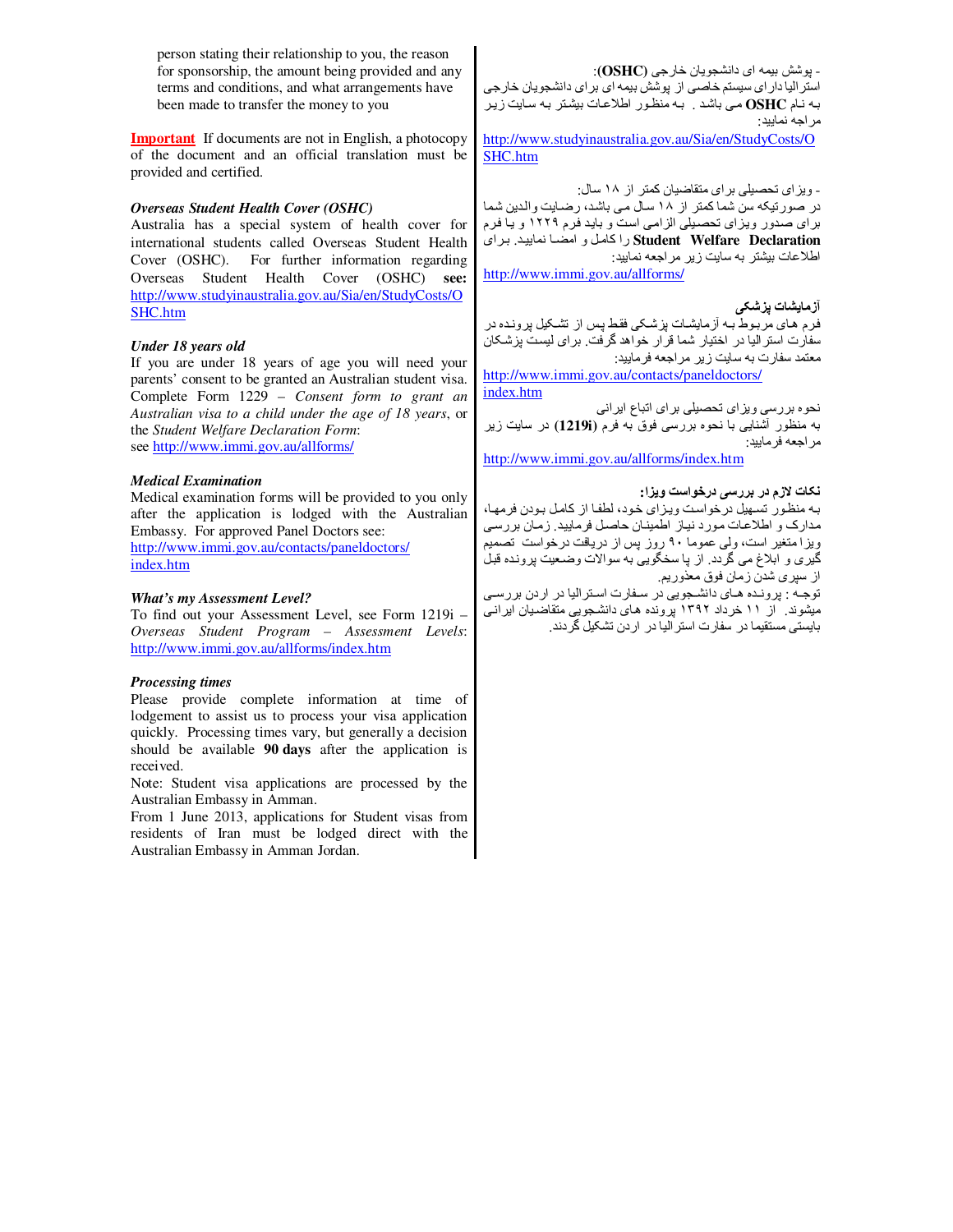person stating their relationship to you, the reason for sponsorship, the amount being provided and any terms and conditions, and what arrangements have been made to transfer the money to you

**Important** If documents are not in English, a photocopy of the document and an official translation must be provided and certified.

***Overseas Student Health Cover (OSHC)***

Australia has a special system of health cover for international students called Overseas Student Health Cover (OSHC). For further information regarding Overseas Student Health Cover (OSHC) **see:** http://www.studyinaustralia.gov.au/Sia/en/StudyCosts/OSHC.htm

***Under 18 years old***

If you are under 18 years of age you will need your parents' consent to be granted an Australian student visa. Complete Form 1229 – *Consent form to grant an Australian visa to a child under the age of 18 years*, or the *Student Welfare Declaration Form*:
see http://www.immi.gov.au/allforms/

***Medical Examination***

Medical examination forms will be provided to you only after the application is lodged with the Australian Embassy. For approved Panel Doctors see:
http://www.immi.gov.au/contacts/paneldoctors/index.htm

***What's my Assessment Level?***

To find out your Assessment Level, see Form 1219i – *Overseas Student Program – Assessment Levels*: http://www.immi.gov.au/allforms/index.htm

***Processing times***

Please provide complete information at time of lodgement to assist us to process your visa application quickly. Processing times vary, but generally a decision should be available **90 days** after the application is received.

Note: Student visa applications are processed by the Australian Embassy in Amman.

From 1 June 2013, applications for Student visas from residents of Iran must be lodged direct with the Australian Embassy in Amman Jordan.

- پوشش بیمه ای دانشجویان خارجی (**OSHC**):
استرالیا دارای سیستم خاصی از پوشش بیمه ای برای دانشجویان خارجی به نام **OSHC** می باشد . به منظور اطلاعات بیشتر به سایت زیر مراجه نمایید:
http://www.studyinaustralia.gov.au/Sia/en/StudyCosts/OSHC.htm

- ویزای تحصیلی برای متقاضیان کمتر از ۱۸ سال:
در صورتیکه سن شما کمتر از ۱۸ سال می باشد، رضایت والدین شما برای صدور ویزای تحصیلی الزامی است و باید فرم ۱۲۲۹ و یا فرم **Student Welfare Declaration** را کامل و امضا نمایید. برای اطلاعات بیشتر به سایت زیر مراجعه نمایید:
http://www.immi.gov.au/allforms/

**آزمایشات پزشکی**

فرم های مربوط به آزمایشات پزشکی فقط پس از تشکیل پرونده در سفارت استرالیا در اختیار شما قرار خواهد گرفت. برای لیست پزشکان معتمد سفارت به سایت زیر مراجعه فرمایید:
http://www.immi.gov.au/contacts/paneldoctors/index.htm

نحوه بررسی ویزای تحصیلی برای اتباع ایرانی
به منظور آشنایی با نحوه بررسی فوق به فرم (**1219i**) در سایت زیر مراجعه فرمایید:
http://www.immi.gov.au/allforms/index.htm

**نکات لازم در بررسی درخواست ویزا:**

به منظور تسهیل درخواست ویزای خود، لطفا از کامل بودن فرمها، مدارک و اطلاعات مورد نیاز اطمینان حاصل فرمایید. زمان بررسی ویزا متغیر است، ولی عموما ۹۰ روز پس از دریافت درخواست تصمیم گیری و ابلاغ می گردد. از پاسخگویی به سوالات وضعیت پرونده قبل از سپری شدن زمان فوق معذوریم.
توجه : پرونده های دانشجویی در سفارت استرالیا در اردن بررسی میشوند. از ۱۱ خرداد ۱۳۹۲ پرونده های دانشجویی متقاضیان ایرانی بایستی مستقیما در سفارت استرالیا در اردن تشکیل گردند.